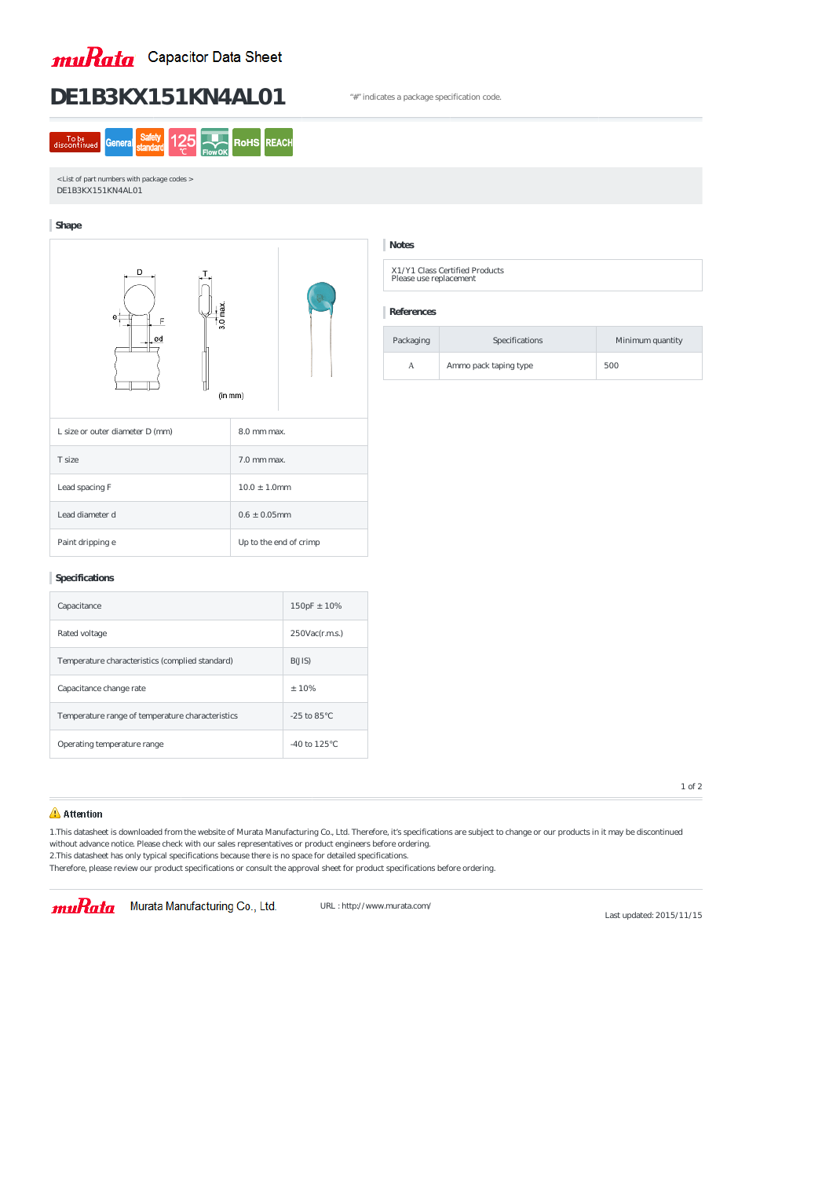muRata Capacitor Data Sheet

# DE1B3KX151KN4AL01

"#" indicates a package specification code.

To be discontinued | General | Safety standard | 125℃ | Flow OK | RoHS | REACH

<List of part numbers with package codes >
DE1B3KX151KN4AL01

## Shape

D, T, 3.0 max., e, F, ød, (in mm)

| | |
|---|---|
| L size or outer diameter D (mm) | 8.0 mm max. |
| T size | 7.0 mm max. |
| Lead spacing F | 10.0 ± 1.0mm |
| Lead diameter d | 0.6 ± 0.05mm |
| Paint dripping e | Up to the end of crimp |

## Specifications

| | |
|---|---|
| Capacitance | 150pF ± 10% |
| Rated voltage | 250Vac(r.m.s.) |
| Temperature characteristics (complied standard) | B(JIS) |
| Capacitance change rate | ± 10% |
| Temperature range of temperature characteristics | -25 to 85℃ |
| Operating temperature range | -40 to 125℃ |

## Notes

X1/Y1 Class Certified Products
Please use replacement

## References

| Packaging | Specifications | Minimum quantity |
|---|---|---|
| A | Ammo pack taping type | 500 |

## ⚠ Attention

1.This datasheet is downloaded from the website of Murata Manufacturing Co., Ltd. Therefore, it's specifications are subject to change or our products in it may be discontinued without advance notice. Please check with our sales representatives or product engineers before ordering.
2.This datasheet has only typical specifications because there is no space for detailed specifications.
Therefore, please review our product specifications or consult the approval sheet for product specifications before ordering.

muRata Murata Manufacturing Co., Ltd. URL : http://www.murata.com/

Last updated: 2015/11/15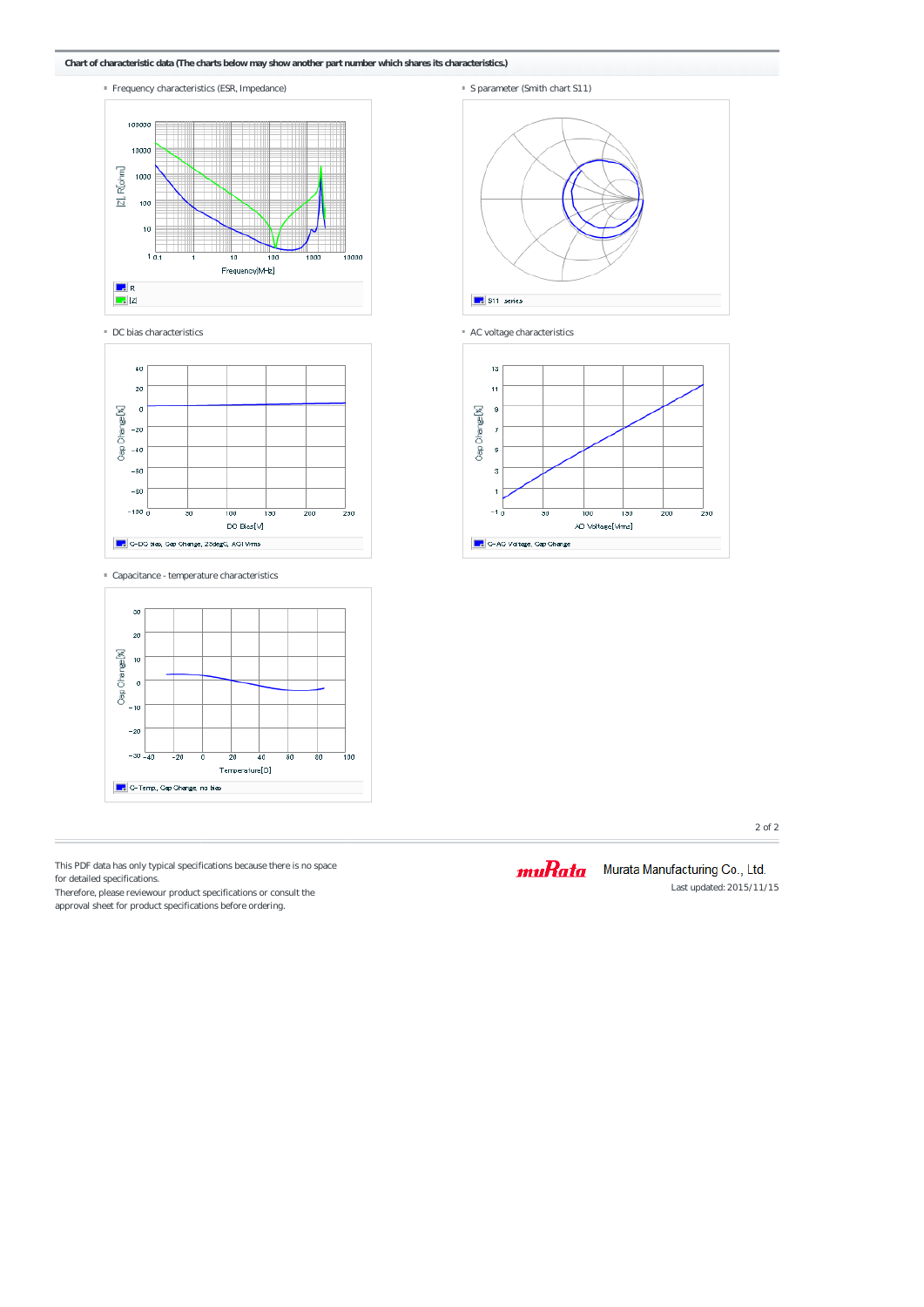**Chart of characteristic data (The charts below may show another part number which shares its characteristics.)**

- Frequency characteristics (ESR, Impedance)

100000
10000
1000
100
10
1
|Z|, R[ohm]
0.1
1
10
100
1000
10000
Frequency[MHz]
R
|Z|

- S parameter (Smith chart S11)

S11 series

- DC bias characteristics

40
20
0
−20
−40
−60
−80
−100
Cap Change[%]
0
50
100
150
200
250
DC Bias[V]
C-DC bias, Cap Change, 25degC, AC1Vrms

- AC voltage characteristics

13
11
9
7
5
3
1
−1
Cap Change[%]
0
50
100
150
200
250
AC Voltage[Vrms]
C-AC Voltage, Cap Change

- Capacitance - temperature characteristics

30
20
10
0
−10
−20
−30
Cap Change[%]
−40
−20
0
20
40
60
80
100
Temperature[C]
C-Temp., Cap Change, no bias

This PDF data has only typical specifications because there is no space for detailed specifications.
Therefore, please reviewour product specifications or consult the approval sheet for product specifications before ordering.

muRata Murata Manufacturing Co., Ltd.
Last updated: 2015/11/15